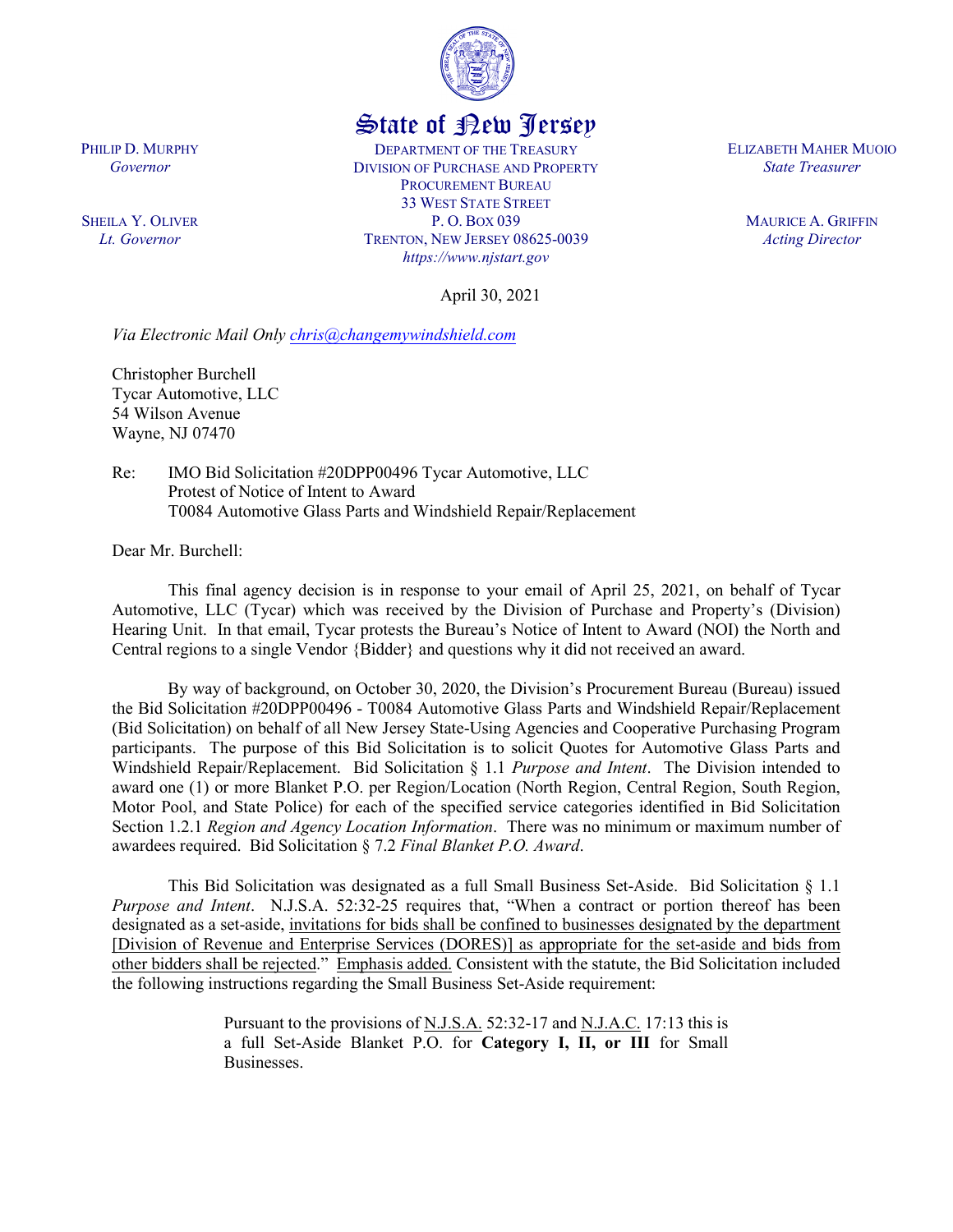# State of New Jersey

PHILIP D. MURPHY
*Governor*

SHEILA Y. OLIVER
*Lt. Governor*

DEPARTMENT OF THE TREASURY
DIVISION OF PURCHASE AND PROPERTY
PROCUREMENT BUREAU
33 WEST STATE STREET
P. O. BOX 039
TRENTON, NEW JERSEY 08625-0039
*https://www.njstart.gov*

ELIZABETH MAHER MUOIO
*State Treasurer*

MAURICE A. GRIFFIN
*Acting Director*

April 30, 2021

*Via Electronic Mail Only chris@changemywindshield.com*

Christopher Burchell
Tycar Automotive, LLC
54 Wilson Avenue
Wayne, NJ 07470

Re: IMO Bid Solicitation #20DPP00496 Tycar Automotive, LLC
Protest of Notice of Intent to Award
T0084 Automotive Glass Parts and Windshield Repair/Replacement

Dear Mr. Burchell:

This final agency decision is in response to your email of April 25, 2021, on behalf of Tycar Automotive, LLC (Tycar) which was received by the Division of Purchase and Property's (Division) Hearing Unit. In that email, Tycar protests the Bureau's Notice of Intent to Award (NOI) the North and Central regions to a single Vendor {Bidder} and questions why it did not received an award.

By way of background, on October 30, 2020, the Division's Procurement Bureau (Bureau) issued the Bid Solicitation #20DPP00496 - T0084 Automotive Glass Parts and Windshield Repair/Replacement (Bid Solicitation) on behalf of all New Jersey State-Using Agencies and Cooperative Purchasing Program participants. The purpose of this Bid Solicitation is to solicit Quotes for Automotive Glass Parts and Windshield Repair/Replacement. Bid Solicitation § 1.1 *Purpose and Intent*. The Division intended to award one (1) or more Blanket P.O. per Region/Location (North Region, Central Region, South Region, Motor Pool, and State Police) for each of the specified service categories identified in Bid Solicitation Section 1.2.1 *Region and Agency Location Information*. There was no minimum or maximum number of awardees required. Bid Solicitation § 7.2 *Final Blanket P.O. Award*.

This Bid Solicitation was designated as a full Small Business Set-Aside. Bid Solicitation § 1.1 *Purpose and Intent*. N.J.S.A. 52:32-25 requires that, "When a contract or portion thereof has been designated as a set-aside, invitations for bids shall be confined to businesses designated by the department [Division of Revenue and Enterprise Services (DORES)] as appropriate for the set-aside and bids from other bidders shall be rejected." Emphasis added. Consistent with the statute, the Bid Solicitation included the following instructions regarding the Small Business Set-Aside requirement:

> Pursuant to the provisions of N.J.S.A. 52:32-17 and N.J.A.C. 17:13 this is a full Set-Aside Blanket P.O. for **Category I, II, or III** for Small Businesses.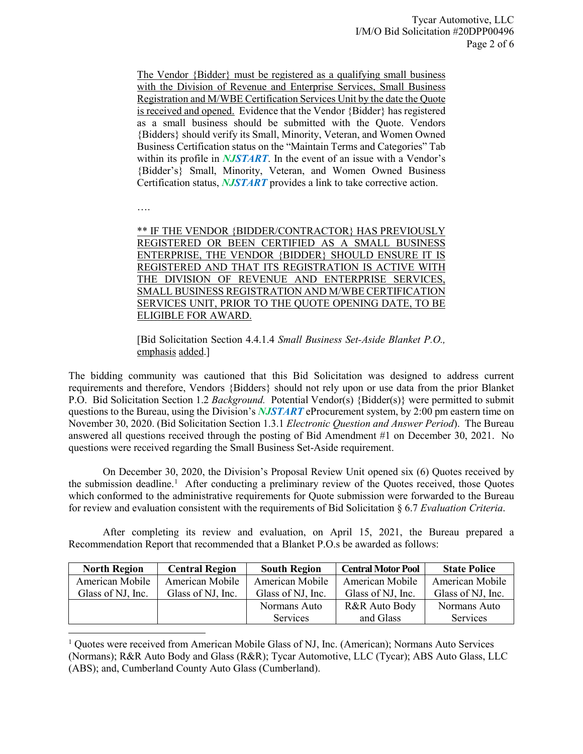The Vendor {Bidder} must be registered as a qualifying small business with the Division of Revenue and Enterprise Services, Small Business Registration and M/WBE Certification Services Unit by the date the Quote is received and opened. Evidence that the Vendor {Bidder} has registered as a small business should be submitted with the Quote. Vendors {Bidders} should verify its Small, Minority, Veteran, and Women Owned Business Certification status on the "Maintain Terms and Categories" Tab within its profile in ***NJSTART***. In the event of an issue with a Vendor's {Bidder's} Small, Minority, Veteran, and Women Owned Business Certification status, ***NJSTART*** provides a link to take corrective action.

….

** IF THE VENDOR {BIDDER/CONTRACTOR} HAS PREVIOUSLY REGISTERED OR BEEN CERTIFIED AS A SMALL BUSINESS ENTERPRISE, THE VENDOR {BIDDER} SHOULD ENSURE IT IS REGISTERED AND THAT ITS REGISTRATION IS ACTIVE WITH THE DIVISION OF REVENUE AND ENTERPRISE SERVICES, SMALL BUSINESS REGISTRATION AND M/WBE CERTIFICATION SERVICES UNIT, PRIOR TO THE QUOTE OPENING DATE, TO BE ELIGIBLE FOR AWARD.

[Bid Solicitation Section 4.4.1.4 *Small Business Set-Aside Blanket P.O.,* emphasis added.]

The bidding community was cautioned that this Bid Solicitation was designed to address current requirements and therefore, Vendors {Bidders} should not rely upon or use data from the prior Blanket P.O. Bid Solicitation Section 1.2 *Background.* Potential Vendor(s) {Bidder(s)} were permitted to submit questions to the Bureau, using the Division's ***NJSTART*** eProcurement system, by 2:00 pm eastern time on November 30, 2020. (Bid Solicitation Section 1.3.1 *Electronic Question and Answer Period*). The Bureau answered all questions received through the posting of Bid Amendment #1 on December 30, 2021. No questions were received regarding the Small Business Set-Aside requirement.

On December 30, 2020, the Division's Proposal Review Unit opened six (6) Quotes received by the submission deadline.[1] After conducting a preliminary review of the Quotes received, those Quotes which conformed to the administrative requirements for Quote submission were forwarded to the Bureau for review and evaluation consistent with the requirements of Bid Solicitation § 6.7 *Evaluation Criteria*.

After completing its review and evaluation, on April 15, 2021, the Bureau prepared a Recommendation Report that recommended that a Blanket P.O.s be awarded as follows:

| North Region | Central Region | South Region | Central Motor Pool | State Police |
|---|---|---|---|---|
| American Mobile Glass of NJ, Inc. | American Mobile Glass of NJ, Inc. | American Mobile Glass of NJ, Inc. | American Mobile Glass of NJ, Inc. | American Mobile Glass of NJ, Inc. |
| | | Normans Auto Services | R&R Auto Body and Glass | Normans Auto Services |

[1] Quotes were received from American Mobile Glass of NJ, Inc. (American); Normans Auto Services (Normans); R&R Auto Body and Glass (R&R); Tycar Automotive, LLC (Tycar); ABS Auto Glass, LLC (ABS); and, Cumberland County Auto Glass (Cumberland).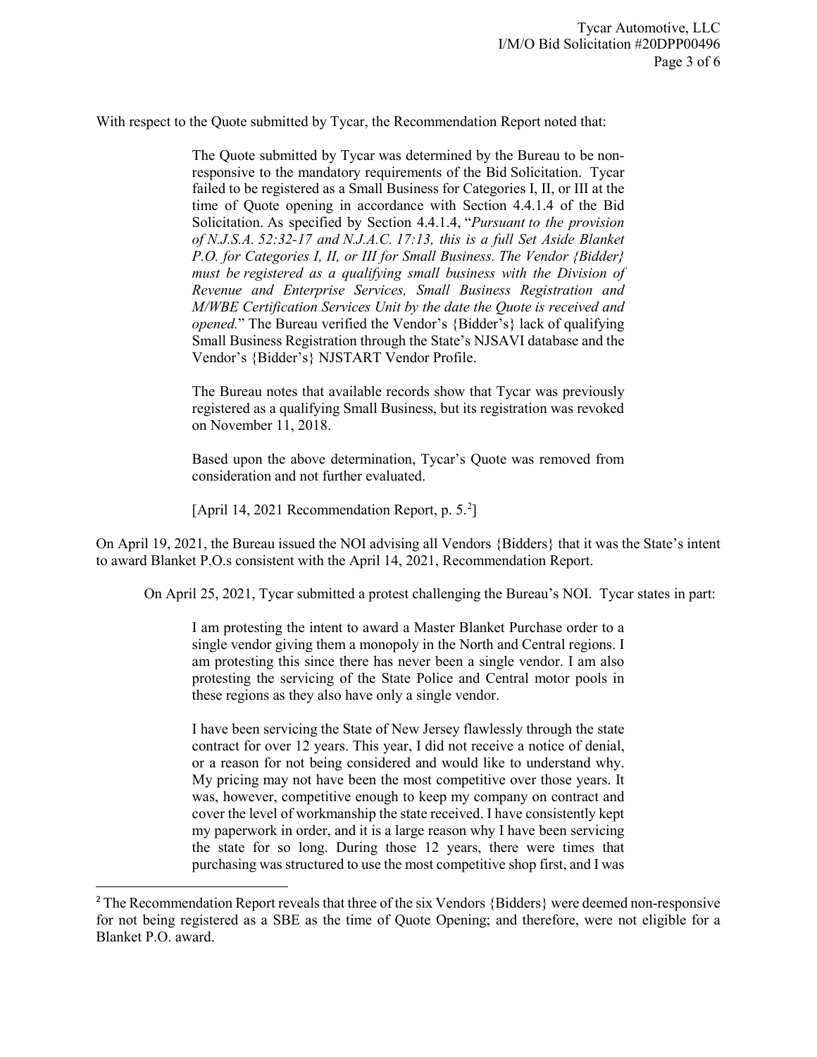With respect to the Quote submitted by Tycar, the Recommendation Report noted that:

> The Quote submitted by Tycar was determined by the Bureau to be non-responsive to the mandatory requirements of the Bid Solicitation. Tycar failed to be registered as a Small Business for Categories I, II, or III at the time of Quote opening in accordance with Section 4.4.1.4 of the Bid Solicitation. As specified by Section 4.4.1.4, "*Pursuant to the provision of N.J.S.A. 52:32-17 and N.J.A.C. 17:13, this is a full Set Aside Blanket P.O. for Categories I, II, or III for Small Business. The Vendor {Bidder} must be registered as a qualifying small business with the Division of Revenue and Enterprise Services, Small Business Registration and M/WBE Certification Services Unit by the date the Quote is received and opened.*" The Bureau verified the Vendor's {Bidder's} lack of qualifying Small Business Registration through the State's NJSAVI database and the Vendor's {Bidder's} NJSTART Vendor Profile.
>
> The Bureau notes that available records show that Tycar was previously registered as a qualifying Small Business, but its registration was revoked on November 11, 2018.
>
> Based upon the above determination, Tycar's Quote was removed from consideration and not further evaluated.
>
> [April 14, 2021 Recommendation Report, p. 5.[2]]

On April 19, 2021, the Bureau issued the NOI advising all Vendors {Bidders} that it was the State's intent to award Blanket P.O.s consistent with the April 14, 2021, Recommendation Report.

On April 25, 2021, Tycar submitted a protest challenging the Bureau's NOI. Tycar states in part:

> I am protesting the intent to award a Master Blanket Purchase order to a single vendor giving them a monopoly in the North and Central regions. I am protesting this since there has never been a single vendor. I am also protesting the servicing of the State Police and Central motor pools in these regions as they also have only a single vendor.
>
> I have been servicing the State of New Jersey flawlessly through the state contract for over 12 years. This year, I did not receive a notice of denial, or a reason for not being considered and would like to understand why. My pricing may not have been the most competitive over those years. It was, however, competitive enough to keep my company on contract and cover the level of workmanship the state received. I have consistently kept my paperwork in order, and it is a large reason why I have been servicing the state for so long. During those 12 years, there were times that purchasing was structured to use the most competitive shop first, and I was

[2] The Recommendation Report reveals that three of the six Vendors {Bidders} were deemed non-responsive for not being registered as a SBE as the time of Quote Opening; and therefore, were not eligible for a Blanket P.O. award.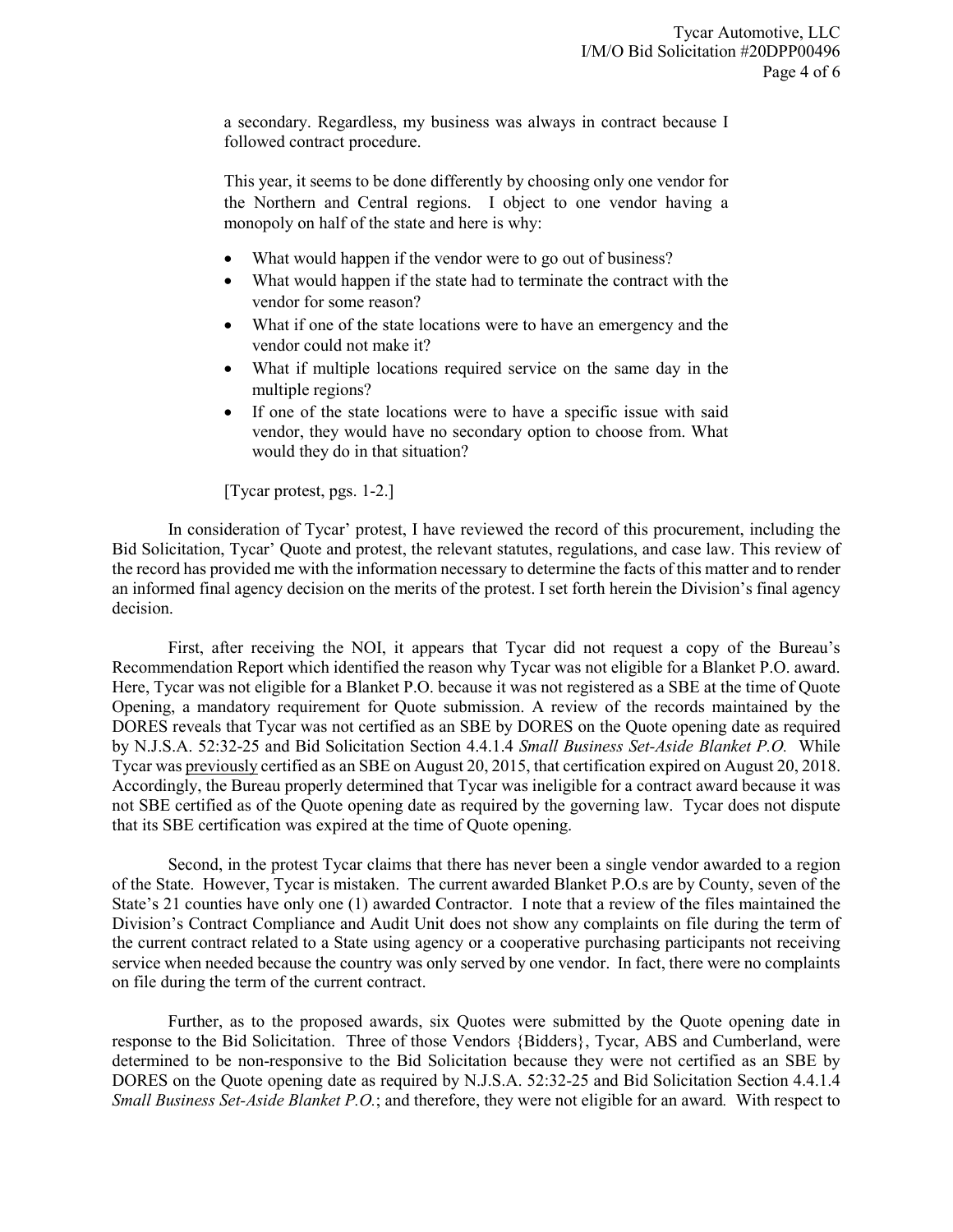a secondary. Regardless, my business was always in contract because I followed contract procedure.

> This year, it seems to be done differently by choosing only one vendor for the Northern and Central regions. I object to one vendor having a monopoly on half of the state and here is why:
>
> - What would happen if the vendor were to go out of business?
> - What would happen if the state had to terminate the contract with the vendor for some reason?
> - What if one of the state locations were to have an emergency and the vendor could not make it?
> - What if multiple locations required service on the same day in the multiple regions?
> - If one of the state locations were to have a specific issue with said vendor, they would have no secondary option to choose from. What would they do in that situation?
>
> [Tycar protest, pgs. 1-2.]

In consideration of Tycar' protest, I have reviewed the record of this procurement, including the Bid Solicitation, Tycar' Quote and protest, the relevant statutes, regulations, and case law. This review of the record has provided me with the information necessary to determine the facts of this matter and to render an informed final agency decision on the merits of the protest. I set forth herein the Division's final agency decision.

First, after receiving the NOI, it appears that Tycar did not request a copy of the Bureau's Recommendation Report which identified the reason why Tycar was not eligible for a Blanket P.O. award. Here, Tycar was not eligible for a Blanket P.O. because it was not registered as a SBE at the time of Quote Opening, a mandatory requirement for Quote submission. A review of the records maintained by the DORES reveals that Tycar was not certified as an SBE by DORES on the Quote opening date as required by N.J.S.A. 52:32-25 and Bid Solicitation Section 4.4.1.4 *Small Business Set-Aside Blanket P.O.* While Tycar was previously certified as an SBE on August 20, 2015, that certification expired on August 20, 2018. Accordingly, the Bureau properly determined that Tycar was ineligible for a contract award because it was not SBE certified as of the Quote opening date as required by the governing law. Tycar does not dispute that its SBE certification was expired at the time of Quote opening.

Second, in the protest Tycar claims that there has never been a single vendor awarded to a region of the State. However, Tycar is mistaken. The current awarded Blanket P.O.s are by County, seven of the State's 21 counties have only one (1) awarded Contractor. I note that a review of the files maintained the Division's Contract Compliance and Audit Unit does not show any complaints on file during the term of the current contract related to a State using agency or a cooperative purchasing participants not receiving service when needed because the country was only served by one vendor. In fact, there were no complaints on file during the term of the current contract.

Further, as to the proposed awards, six Quotes were submitted by the Quote opening date in response to the Bid Solicitation. Three of those Vendors {Bidders}, Tycar, ABS and Cumberland, were determined to be non-responsive to the Bid Solicitation because they were not certified as an SBE by DORES on the Quote opening date as required by N.J.S.A. 52:32-25 and Bid Solicitation Section 4.4.1.4 *Small Business Set-Aside Blanket P.O.*; and therefore, they were not eligible for an award. With respect to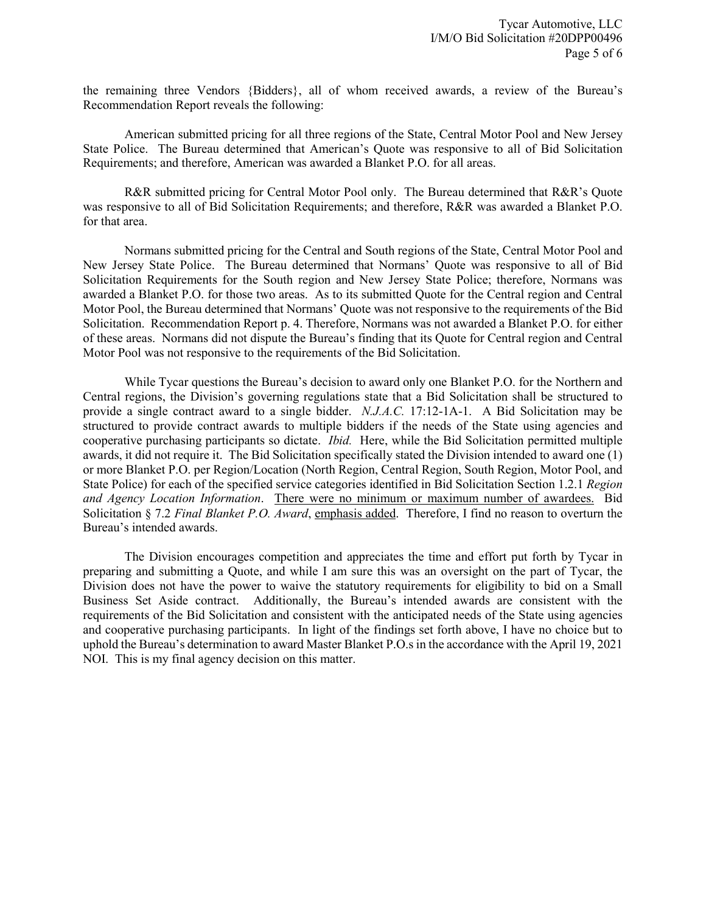the remaining three Vendors {Bidders}, all of whom received awards, a review of the Bureau's Recommendation Report reveals the following:

American submitted pricing for all three regions of the State, Central Motor Pool and New Jersey State Police. The Bureau determined that American's Quote was responsive to all of Bid Solicitation Requirements; and therefore, American was awarded a Blanket P.O. for all areas.

R&R submitted pricing for Central Motor Pool only. The Bureau determined that R&R's Quote was responsive to all of Bid Solicitation Requirements; and therefore, R&R was awarded a Blanket P.O. for that area.

Normans submitted pricing for the Central and South regions of the State, Central Motor Pool and New Jersey State Police. The Bureau determined that Normans' Quote was responsive to all of Bid Solicitation Requirements for the South region and New Jersey State Police; therefore, Normans was awarded a Blanket P.O. for those two areas. As to its submitted Quote for the Central region and Central Motor Pool, the Bureau determined that Normans' Quote was not responsive to the requirements of the Bid Solicitation. Recommendation Report p. 4. Therefore, Normans was not awarded a Blanket P.O. for either of these areas. Normans did not dispute the Bureau's finding that its Quote for Central region and Central Motor Pool was not responsive to the requirements of the Bid Solicitation.

While Tycar questions the Bureau's decision to award only one Blanket P.O. for the Northern and Central regions, the Division's governing regulations state that a Bid Solicitation shall be structured to provide a single contract award to a single bidder. *N.J.A.C.* 17:12-1A-1. A Bid Solicitation may be structured to provide contract awards to multiple bidders if the needs of the State using agencies and cooperative purchasing participants so dictate. *Ibid.* Here, while the Bid Solicitation permitted multiple awards, it did not require it. The Bid Solicitation specifically stated the Division intended to award one (1) or more Blanket P.O. per Region/Location (North Region, Central Region, South Region, Motor Pool, and State Police) for each of the specified service categories identified in Bid Solicitation Section 1.2.1 *Region and Agency Location Information*. <u>There were no minimum or maximum number of awardees.</u> Bid Solicitation § 7.2 *Final Blanket P.O. Award*, <u>emphasis added</u>. Therefore, I find no reason to overturn the Bureau's intended awards.

The Division encourages competition and appreciates the time and effort put forth by Tycar in preparing and submitting a Quote, and while I am sure this was an oversight on the part of Tycar, the Division does not have the power to waive the statutory requirements for eligibility to bid on a Small Business Set Aside contract. Additionally, the Bureau's intended awards are consistent with the requirements of the Bid Solicitation and consistent with the anticipated needs of the State using agencies and cooperative purchasing participants. In light of the findings set forth above, I have no choice but to uphold the Bureau's determination to award Master Blanket P.O.s in the accordance with the April 19, 2021 NOI. This is my final agency decision on this matter.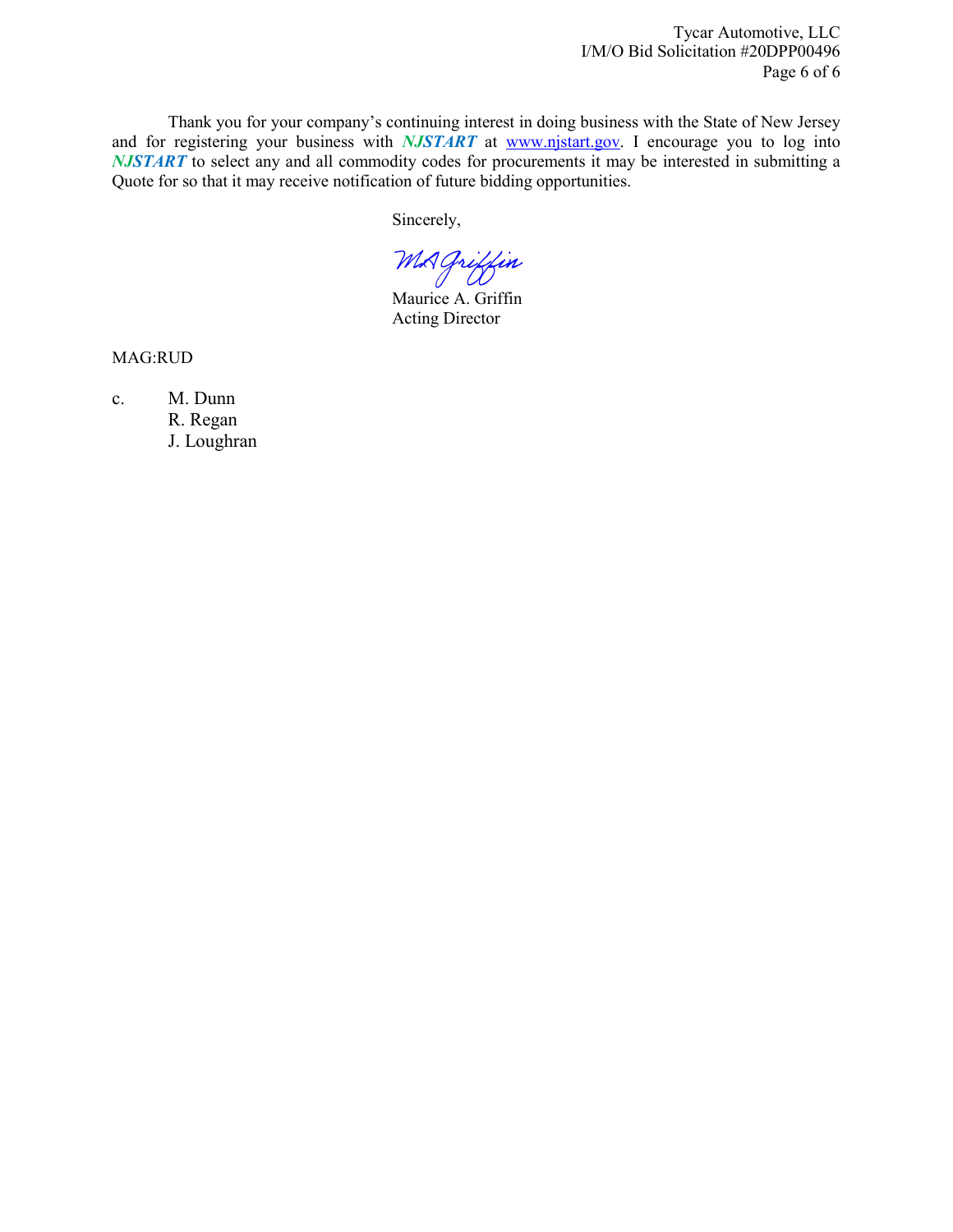Thank you for your company's continuing interest in doing business with the State of New Jersey and for registering your business with ***NJSTART*** at www.njstart.gov. I encourage you to log into ***NJSTART*** to select any and all commodity codes for procurements it may be interested in submitting a Quote for so that it may receive notification of future bidding opportunities.

Sincerely,

MA Griffin

Maurice A. Griffin
Acting Director

MAG:RUD

c. M. Dunn
R. Regan
J. Loughran